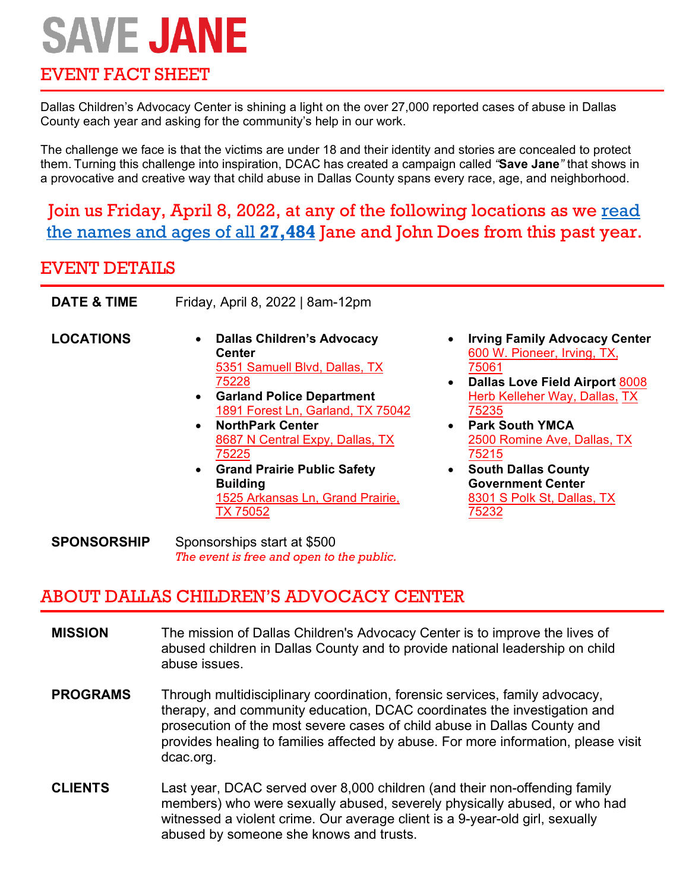# SAVE JANE

## EVENT FACT SHEET

Dallas Children's Advocacy Center is shining a light on the over 27,000 reported cases of abuse in Dallas County each year and asking for the community's help in our work.

The challenge we face is that the victims are under 18 and their identity and stories are concealed to protect them. Turning this challenge into inspiration, DCAC has created a campaign called *"***Save Jane***"* that shows in a provocative and creative way that child abuse in Dallas County spans every race, age, and neighborhood.

**Join us Friday, April 8, 2022, at any of the following locations as we read the names and ages of all 27,484 Jane and John Does from this past year.**

## EVENT DETAILS

**DATE & TIME** Friday, April 8, 2022 | 8am-12pm

**LOCATIONS**

- **Dallas Children's Advocacy Center** 5351 Samuell Blvd, Dallas, TX 75228
- **Garland Police Department** 1891 Forest Ln, Garland, TX 75042
- **NorthPark Center** 8687 N Central Expy, Dallas, TX 75225
- **Grand Prairie Public Safety Building** 1525 Arkansas Ln, Grand Prairie, TX 75052
- **Irving Family Advocacy Center** 600 W. Pioneer, Irving, TX, 75061
- **Dallas Love Field Airport** 8008 Herb Kelleher Way, Dallas, TX 75235
- **Park South YMCA** 2500 Romine Ave, Dallas, TX 75215
- **South Dallas County Government Center** 8301 S Polk St, Dallas, TX 75232

**SPONSORSHIP** Sponsorships start at $500
*The event is free and open to the public.*

## ABOUT DALLAS CHILDREN'S ADVOCACY CENTER

**MISSION** The mission of Dallas Children's Advocacy Center is to improve the lives of abused children in Dallas County and to provide national leadership on child abuse issues.

**PROGRAMS** Through multidisciplinary coordination, forensic services, family advocacy, therapy, and community education, DCAC coordinates the investigation and prosecution of the most severe cases of child abuse in Dallas County and provides healing to families affected by abuse. For more information, please visit dcac.org.

**CLIENTS** Last year, DCAC served over 8,000 children (and their non-offending family members) who were sexually abused, severely physically abused, or who had witnessed a violent crime. Our average client is a 9-year-old girl, sexually abused by someone she knows and trusts.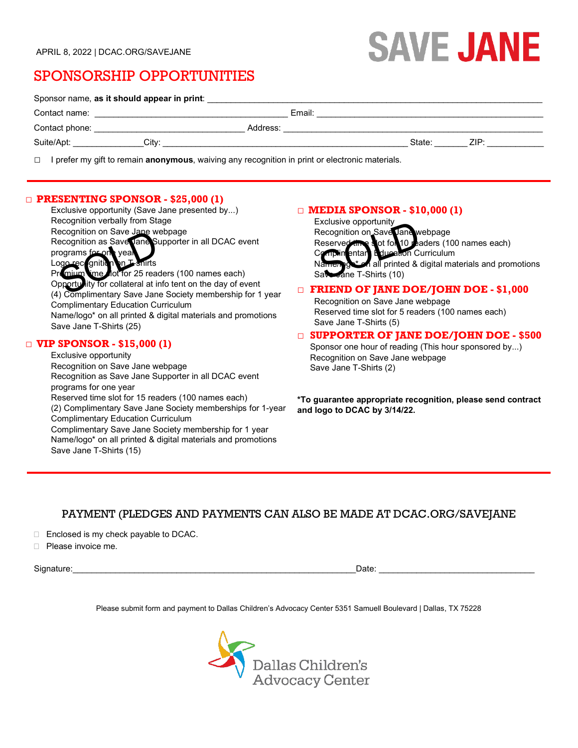APRIL 8, 2022 | DCAC.ORG/SAVEJANE

# SAVE JANE

## SPONSORSHIP OPPORTUNITIES

Sponsor name, **as it should appear in print**: ______________________________

Contact name: ______________________ Email: ______________________

Contact phone: ______________________ Address: ______________________

Suite/Apt: __________ City: ______________________ State: ______ ZIP: __________

☐ I prefer my gift to remain **anonymous**, waiving any recognition in print or electronic materials.

---

### ☐ PRESENTING SPONSOR - $25,000 (1)

SOLD

- Exclusive opportunity (Save Jane presented by...)
- Recognition verbally from Stage
- Recognition on Save Jane webpage
- Recognition as Save Jane Supporter in all DCAC event programs for one year
- Logo recognition on T-shirts
- Premium time slot for 25 readers (100 names each)
- Opportunity for collateral at info tent on the day of event
- (4) Complimentary Save Jane Society membership for 1 year
- Complimentary Education Curriculum
- Name/logo* on all printed & digital materials and promotions
- Save Jane T-Shirts (25)

### ☐ VIP SPONSOR - $15,000 (1)

- Exclusive opportunity
- Recognition on Save Jane webpage
- Recognition as Save Jane Supporter in all DCAC event programs for one year
- Reserved time slot for 15 readers (100 names each)
- (2) Complimentary Save Jane Society memberships for 1-year
- Complimentary Education Curriculum
- Complimentary Save Jane Society membership for 1 year
- Name/logo* on all printed & digital materials and promotions
- Save Jane T-Shirts (15)

### ☐ MEDIA SPONSOR - $10,000 (1)

SOLD

- Exclusive opportunity
- Recognition on Save Jane webpage
- Reserved time slot for 10 readers (100 names each)
- Complimentary Education Curriculum
- Name/logo* on all printed & digital materials and promotions
- Save Jane T-Shirts (10)

### ☐ FRIEND OF JANE DOE/JOHN DOE - $1,000

- Recognition on Save Jane webpage
- Reserved time slot for 5 readers (100 names each)
- Save Jane T-Shirts (5)

### ☐ SUPPORTER OF JANE DOE/JOHN DOE - $500

- Sponsor one hour of reading (This hour sponsored by...)
- Recognition on Save Jane webpage
- Save Jane T-Shirts (2)

**\*To guarantee appropriate recognition, please send contract and logo to DCAC by 3/14/22.**

---

## PAYMENT (PLEDGES AND PAYMENTS CAN ALSO BE MADE AT DCAC.ORG/SAVEJANE

☐ Enclosed is my check payable to DCAC.

☐ Please invoice me.

Signature: ______________________________ Date: ______________________

Please submit form and payment to Dallas Children's Advocacy Center 5351 Samuell Boulevard | Dallas, TX 75228

Dallas Children's Advocacy Center